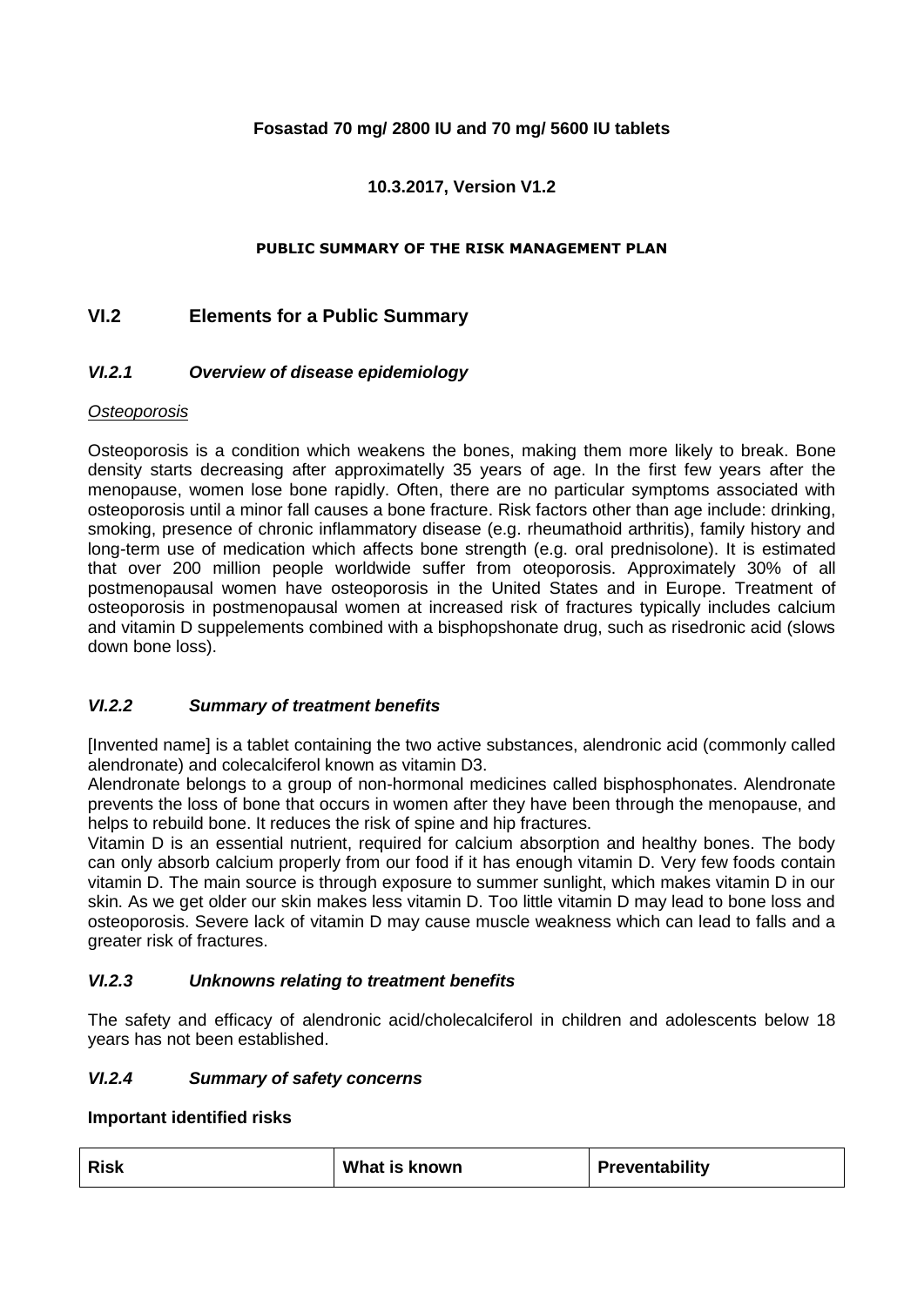**Fosastad 70 mg/ 2800 IU and 70 mg/ 5600 IU tablets**

**10.3.2017, Version V1.2**

**PUBLIC SUMMARY OF THE RISK MANAGEMENT PLAN**

## VI.2 Elements for a Public Summary

### *VI.2.1 Overview of disease epidemiology*

*Osteoporosis*

Osteoporosis is a condition which weakens the bones, making them more likely to break. Bone density starts decreasing after approximatelly 35 years of age. In the first few years after the menopause, women lose bone rapidly. Often, there are no particular symptoms associated with osteoporosis until a minor fall causes a bone fracture. Risk factors other than age include: drinking, smoking, presence of chronic inflammatory disease (e.g. rheumathoid arthritis), family history and long-term use of medication which affects bone strength (e.g. oral prednisolone). It is estimated that over 200 million people worldwide suffer from oteoporosis. Approximately 30% of all postmenopausal women have osteoporosis in the United States and in Europe. Treatment of osteoporosis in postmenopausal women at increased risk of fractures typically includes calcium and vitamin D suppelements combined with a bisphopshonate drug, such as risedronic acid (slows down bone loss).

### *VI.2.2 Summary of treatment benefits*

[Invented name] is a tablet containing the two active substances, alendronic acid (commonly called alendronate) and colecalciferol known as vitamin D3.

Alendronate belongs to a group of non-hormonal medicines called bisphosphonates. Alendronate prevents the loss of bone that occurs in women after they have been through the menopause, and helps to rebuild bone. It reduces the risk of spine and hip fractures.

Vitamin D is an essential nutrient, required for calcium absorption and healthy bones. The body can only absorb calcium properly from our food if it has enough vitamin D. Very few foods contain vitamin D. The main source is through exposure to summer sunlight, which makes vitamin D in our skin. As we get older our skin makes less vitamin D. Too little vitamin D may lead to bone loss and osteoporosis. Severe lack of vitamin D may cause muscle weakness which can lead to falls and a greater risk of fractures.

### *VI.2.3 Unknowns relating to treatment benefits*

The safety and efficacy of alendronic acid/cholecalciferol in children and adolescents below 18 years has not been established.

### *VI.2.4 Summary of safety concerns*

**Important identified risks**

| Risk | What is known | Preventability |
|---|---|---|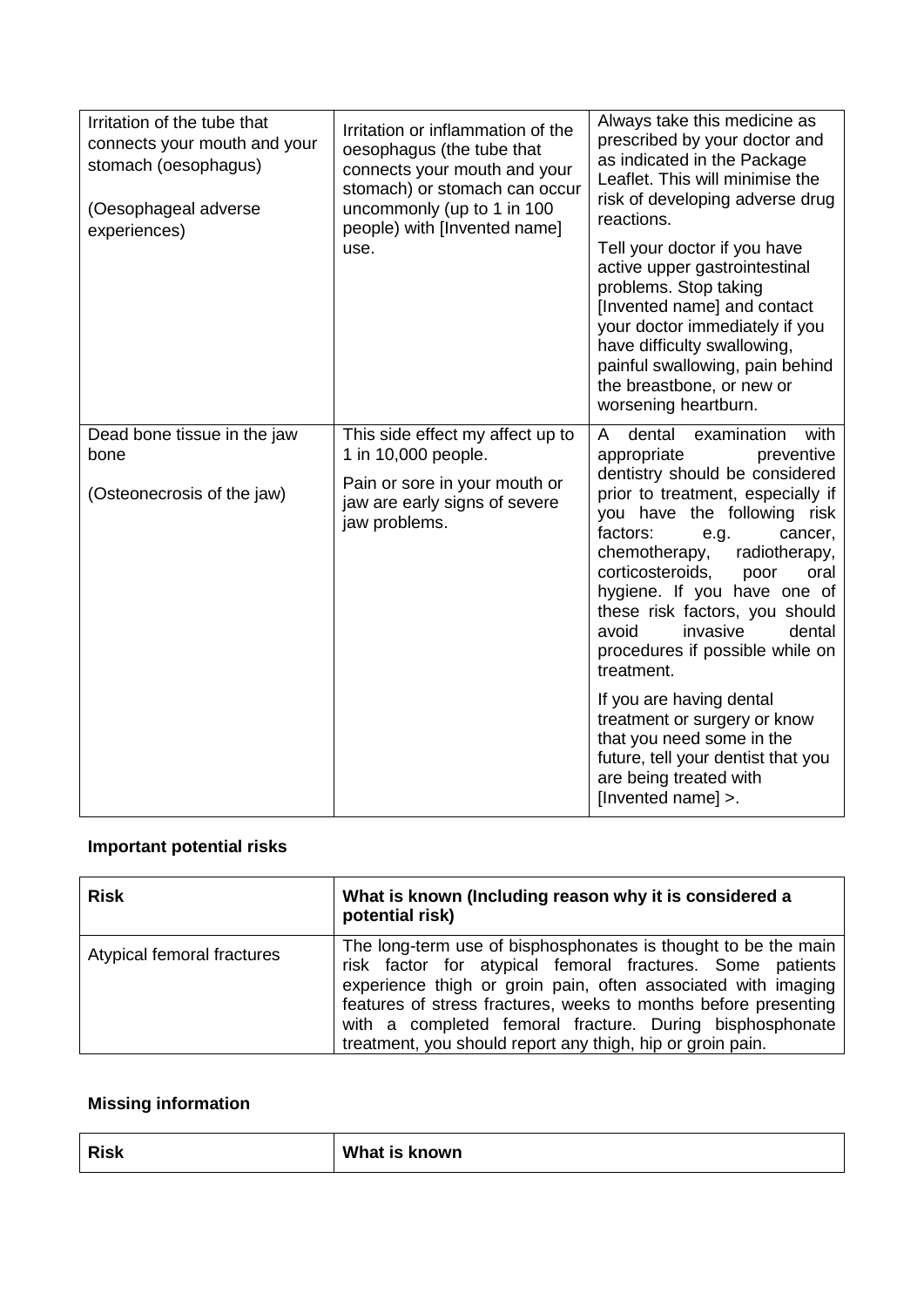| | | |
|---|---|---|
| Irritation of the tube that connects your mouth and your stomach (oesophagus)<br><br>(Oesophageal adverse experiences) | Irritation or inflammation of the oesophagus (the tube that connects your mouth and your stomach) or stomach can occur uncommonly (up to 1 in 100 people) with [Invented name] use. | Always take this medicine as prescribed by your doctor and as indicated in the Package Leaflet. This will minimise the risk of developing adverse drug reactions.<br><br>Tell your doctor if you have active upper gastrointestinal problems. Stop taking [Invented name] and contact your doctor immediately if you have difficulty swallowing, painful swallowing, pain behind the breastbone, or new or worsening heartburn. |
| Dead bone tissue in the jaw bone<br><br>(Osteonecrosis of the jaw) | This side effect my affect up to 1 in 10,000 people.<br><br>Pain or sore in your mouth or jaw are early signs of severe jaw problems. | A dental examination with appropriate preventive dentistry should be considered prior to treatment, especially if you have the following risk factors: e.g. cancer, chemotherapy, radiotherapy, corticosteroids, poor oral hygiene. If you have one of these risk factors, you should avoid invasive dental procedures if possible while on treatment.<br><br>If you are having dental treatment or surgery or know that you need some in the future, tell your dentist that you are being treated with [Invented name] >. |

**Important potential risks**

| Risk | What is known (Including reason why it is considered a potential risk) |
|---|---|
| Atypical femoral fractures | The long-term use of bisphosphonates is thought to be the main risk factor for atypical femoral fractures. Some patients experience thigh or groin pain, often associated with imaging features of stress fractures, weeks to months before presenting with a completed femoral fracture. During bisphosphonate treatment, you should report any thigh, hip or groin pain. |

**Missing information**

| Risk | What is known |
|---|---|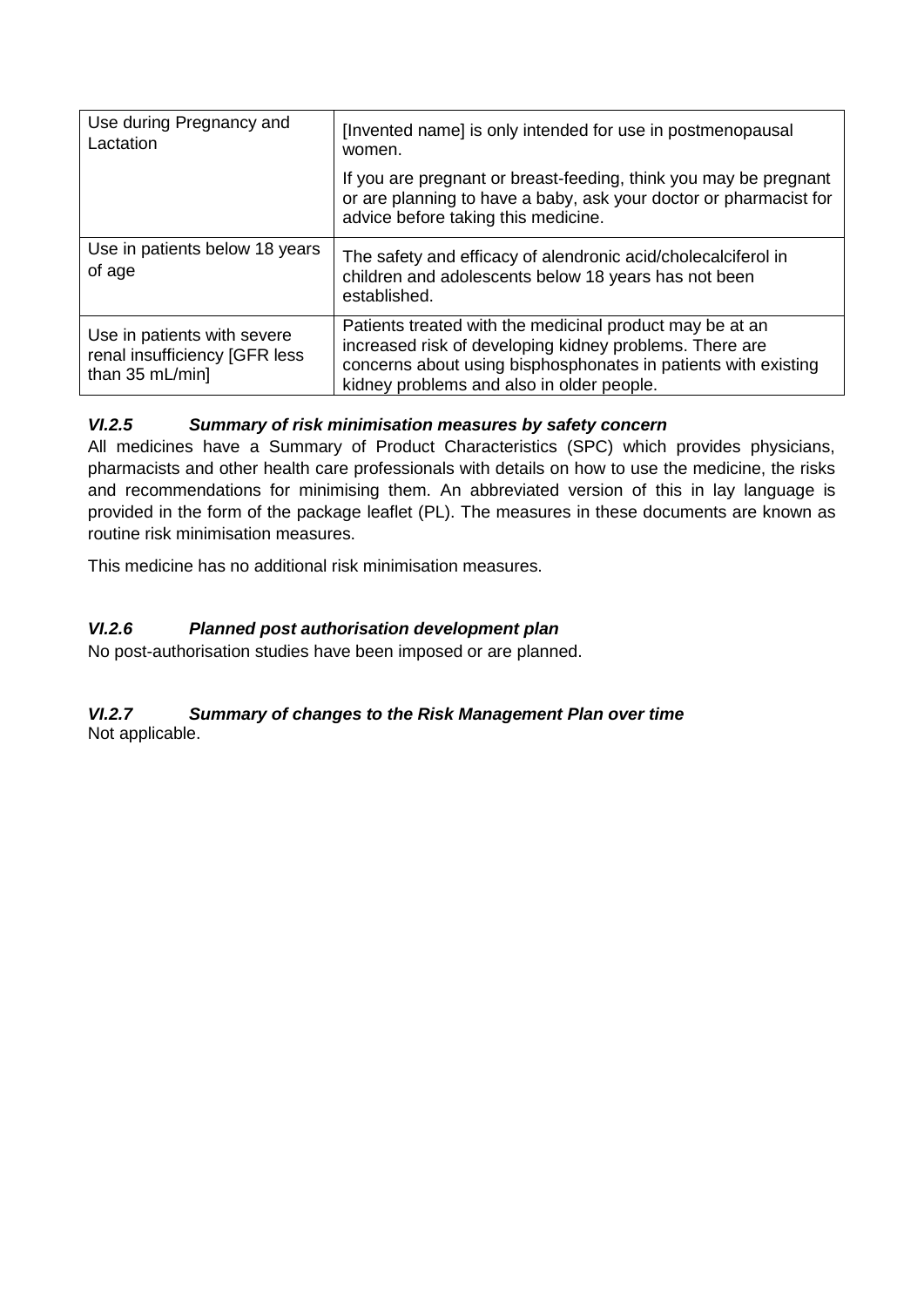| | |
|---|---|
| Use during Pregnancy and Lactation | [Invented name] is only intended for use in postmenopausal women.<br><br>If you are pregnant or breast-feeding, think you may be pregnant or are planning to have a baby, ask your doctor or pharmacist for advice before taking this medicine. |
| Use in patients below 18 years of age | The safety and efficacy of alendronic acid/cholecalciferol in children and adolescents below 18 years has not been established. |
| Use in patients with severe renal insufficiency [GFR less than 35 mL/min] | Patients treated with the medicinal product may be at an increased risk of developing kidney problems. There are concerns about using bisphosphonates in patients with existing kidney problems and also in older people. |

### *VI.2.5 Summary of risk minimisation measures by safety concern*

All medicines have a Summary of Product Characteristics (SPC) which provides physicians, pharmacists and other health care professionals with details on how to use the medicine, the risks and recommendations for minimising them. An abbreviated version of this in lay language is provided in the form of the package leaflet (PL). The measures in these documents are known as routine risk minimisation measures.

This medicine has no additional risk minimisation measures.

### *VI.2.6 Planned post authorisation development plan*

No post-authorisation studies have been imposed or are planned.

### *VI.2.7 Summary of changes to the Risk Management Plan over time*

Not applicable.